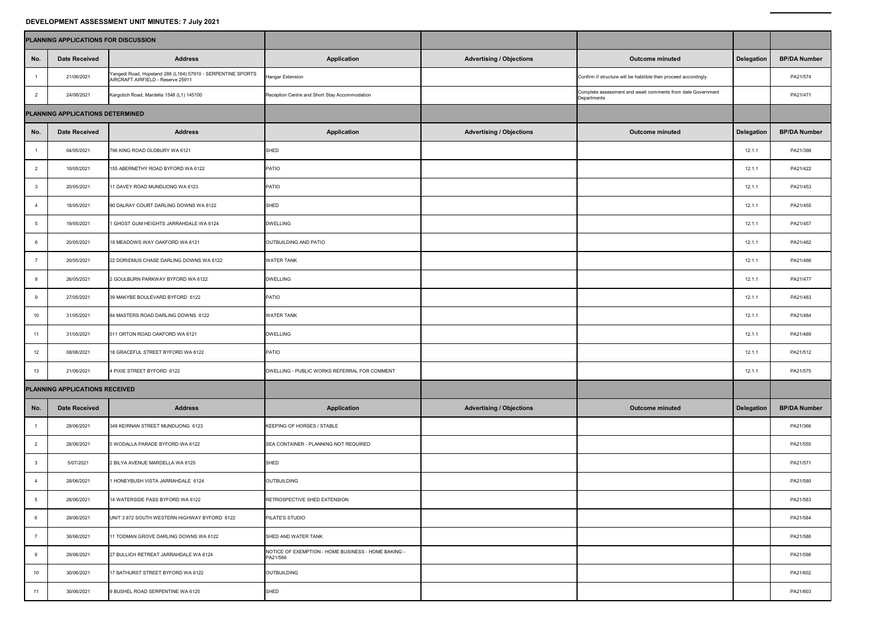**DEVELOPMENT ASSESSMENT UNIT MINUTES: 7 July 2021**

| PLANNING APPLICATIONS FOR DISCUSSION | | | | | | | |
|---|---|---|---|---|---|---|---|
| **No.** | **Date Received** | **Address** | **Application** | **Advertising / Objections** | **Outcome minuted** | **Delegation** | **BP/DA Number** |
| 1 | 21/06/2021 | Yangedi Road, Hopeland 286 (L164) 57910 - SERPENTINE SPORTS AIRCRAFT AIRFIELD - Reserve 25911 | Hangar Extension | | Confirm if structure will be habitible then proceed accoridngly. | | PA21/574 |
| 2 | 24/06/2021 | Kargotich Road, Mardella 1548 (L1) 145100 | Reception Centre and Short Stay Accommodation | | Complete assessment and await comments from date Government Departments | | PA21/471 |
| **PLANNING APPLICATIONS DETERMINED** | | | | | | | |
| **No.** | **Date Received** | **Address** | **Application** | **Advertising / Objections** | **Outcome minuted** | **Delegation** | **BP/DA Number** |
| 1 | 04/05/2021 | 796 KING ROAD OLDBURY WA 6121 | SHED | | | 12.1.1 | PA21/398 |
| 2 | 10/05/2021 | 155 ABERNETHY ROAD BYFORD WA 6122 | PATIO | | | 12.1.1 | PA21/422 |
| 3 | 20/05/2021 | 11 DAVEY ROAD MUNDIJONG WA 6123 | PATIO | | | 12.1.1 | PA21/453 |
| 4 | 18/05/2021 | 90 DALRAY COURT DARLING DOWNS WA 6122 | SHED | | | 12.1.1 | PA21/455 |
| 5 | 19/05/2021 | 1 GHOST GUM HEIGHTS JARRAHDALE WA 6124 | DWELLING | | | 12.1.1 | PA21/457 |
| 6 | 20/05/2021 | 18 MEADOWS WAY OAKFORD WA 6121 | OUTBUILDING AND PATIO | | | 12.1.1 | PA21/462 |
| 7 | 20/05/2021 | 22 DORIEMUS CHASE DARLING DOWNS WA 6122 | WATER TANK | | | 12.1.1 | PA21/466 |
| 8 | 26/05/2021 | 2 GOULBURN PARKWAY BYFORD WA 6122 | DWELLING | | | 12.1.1 | PA21/477 |
| 9 | 27/05/2021 | 39 MAKYBE BOULEVARD BYFORD 6122 | PATIO | | | 12.1.1 | PA21/483 |
| 10 | 31/05/2021 | 84 MASTERS ROAD DARLING DOWNS 6122 | WATER TANK | | | 12.1.1 | PA21/484 |
| 11 | 31/05/2021 | 511 ORTON ROAD OAKFORD WA 6121 | DWELLING | | | 12.1.1 | PA21/489 |
| 12 | 08/06/2021 | 18 GRACEFUL STREET BYFORD WA 6122 | PATIO | | | 12.1.1 | PA21/512 |
| 13 | 21/06/2021 | 4 PIXIE STREET BYFORD 6122 | DWELLING - PUBLIC WORKS REFERRAL FOR COMMENT | | | 12.1.1 | PA21/575 |
| **PLANNING APPLICATIONS RECEIVED** | | | | | | | |
| **No.** | **Date Received** | **Address** | **Application** | **Advertising / Objections** | **Outcome minuted** | **Delegation** | **BP/DA Number** |
| 1 | 28/06/2021 | 348 KEIRNAN STREET MUNDIJONG 6123 | KEEPING OF HORSES / STABLE | | | | PA21/366 |
| 2 | 28/06/2021 | 5 WODALLA PARADE BYFORD WA 6122 | SEA CONTAINER - PLANNING NOT REQUIRED | | | | PA21/555 |
| 3 | 5/07/2021 | 2 BILYA AVENUE MARDELLA WA 6125 | SHED | | | | PA21/571 |
| 4 | 28/06/2021 | 1 HONEYBUSH VISTA JARRAHDALE 6124 | OUTBUILDING | | | | PA21/580 |
| 5 | 28/06/2021 | 14 WATERSIDE PASS BYFORD WA 6122 | RETROSPECTIVE SHED EXTENSION | | | | PA21/583 |
| 6 | 29/06/2021 | UNIT 3 872 SOUTH WESTERN HIGHWAY BYFORD 6122 | PILATE'S STUDIO | | | | PA21/584 |
| 7 | 30/06/2021 | 11 TODMAN GROVE DARLING DOWNS WA 6122 | SHED AND WATER TANK | | | | PA21/588 |
| 9 | 29/06/2021 | 27 BULLICH RETREAT JARRAHDALE WA 6124 | NOTICE OF EXEMPTION - HOME BUSINESS - HOME BAKING - PA21/566 | | | | PA21/598 |
| 10 | 30/06/2021 | 17 BATHURST STREET BYFORD WA 6122 | OUTBUILDING | | | | PA21/602 |
| 11 | 30/06/2021 | 9 BUSHEL ROAD SERPENTINE WA 6125 | SHED | | | | PA21/603 |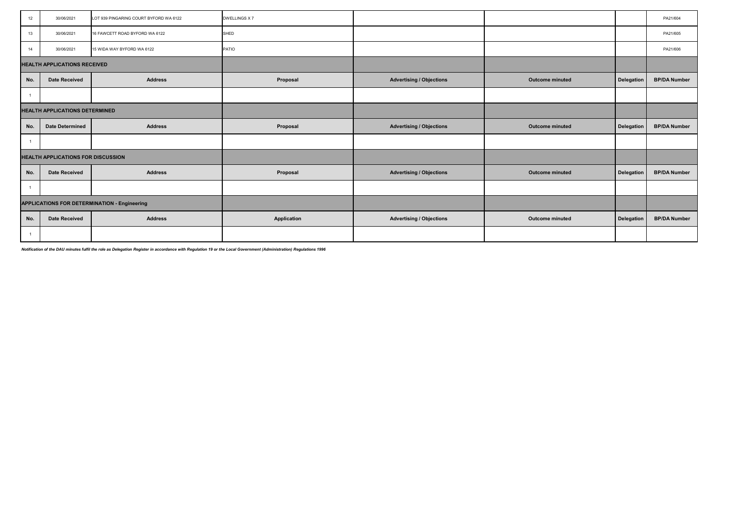| | | | | | | | |
|---|---|---|---|---|---|---|---|
| 12 | 30/06/2021 | LOT 939 PINGARING COURT BYFORD WA 6122 | DWELLINGS X 7 | | | | PA21/604 |
| 13 | 30/06/2021 | 16 FAWCETT ROAD BYFORD WA 6122 | SHED | | | | PA21/605 |
| 14 | 30/06/2021 | 15 WIDA WAY BYFORD WA 6122 | PATIO | | | | PA21/606 |

**HEALTH APPLICATIONS RECEIVED**

| No. | Date Received | Address | Proposal | Advertising / Objections | Outcome minuted | Delegation | BP/DA Number |
|---|---|---|---|---|---|---|---|
| 1 | | | | | | | |

**HEALTH APPLICATIONS DETERMINED**

| No. | Date Determined | Address | Proposal | Advertising / Objections | Outcome minuted | Delegation | BP/DA Number |
|---|---|---|---|---|---|---|---|
| 1 | | | | | | | |

**HEALTH APPLICATIONS FOR DISCUSSION**

| No. | Date Received | Address | Proposal | Advertising / Objections | Outcome minuted | Delegation | BP/DA Number |
|---|---|---|---|---|---|---|---|
| 1 | | | | | | | |

**APPLICATIONS FOR DETERMINATION - Engineering**

| No. | Date Received | Address | Application | Advertising / Objections | Outcome minuted | Delegation | BP/DA Number |
|---|---|---|---|---|---|---|---|
| 1 | | | | | | | |

***Notification of the DAU minutes fulfil the role as Delegation Register in accordance with Regulation 19 or the Local Government (Administration) Regulations 1996***